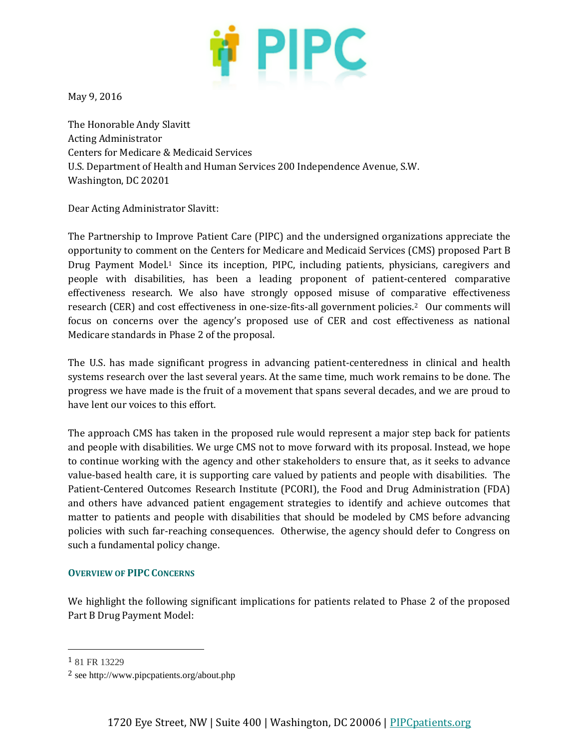May 9, 2016

The Honorable Andy Slavitt
Acting Administrator
Centers for Medicare & Medicaid Services
U.S. Department of Health and Human Services 200 Independence Avenue, S.W.
Washington, DC 20201

Dear Acting Administrator Slavitt:

The Partnership to Improve Patient Care (PIPC) and the undersigned organizations appreciate the opportunity to comment on the Centers for Medicare and Medicaid Services (CMS) proposed Part B Drug Payment Model.[1] Since its inception, PIPC, including patients, physicians, caregivers and people with disabilities, has been a leading proponent of patient-centered comparative effectiveness research. We also have strongly opposed misuse of comparative effectiveness research (CER) and cost effectiveness in one-size-fits-all government policies.[2] Our comments will focus on concerns over the agency's proposed use of CER and cost effectiveness as national Medicare standards in Phase 2 of the proposal.

The U.S. has made significant progress in advancing patient-centeredness in clinical and health systems research over the last several years. At the same time, much work remains to be done. The progress we have made is the fruit of a movement that spans several decades, and we are proud to have lent our voices to this effort.

The approach CMS has taken in the proposed rule would represent a major step back for patients and people with disabilities. We urge CMS not to move forward with its proposal. Instead, we hope to continue working with the agency and other stakeholders to ensure that, as it seeks to advance value-based health care, it is supporting care valued by patients and people with disabilities. The Patient-Centered Outcomes Research Institute (PCORI), the Food and Drug Administration (FDA) and others have advanced patient engagement strategies to identify and achieve outcomes that matter to patients and people with disabilities that should be modeled by CMS before advancing policies with such far-reaching consequences. Otherwise, the agency should defer to Congress on such a fundamental policy change.

## Overview of PIPC Concerns

We highlight the following significant implications for patients related to Phase 2 of the proposed Part B Drug Payment Model:

---

[1] 81 FR 13229

[2] see http://www.pipcpatients.org/about.php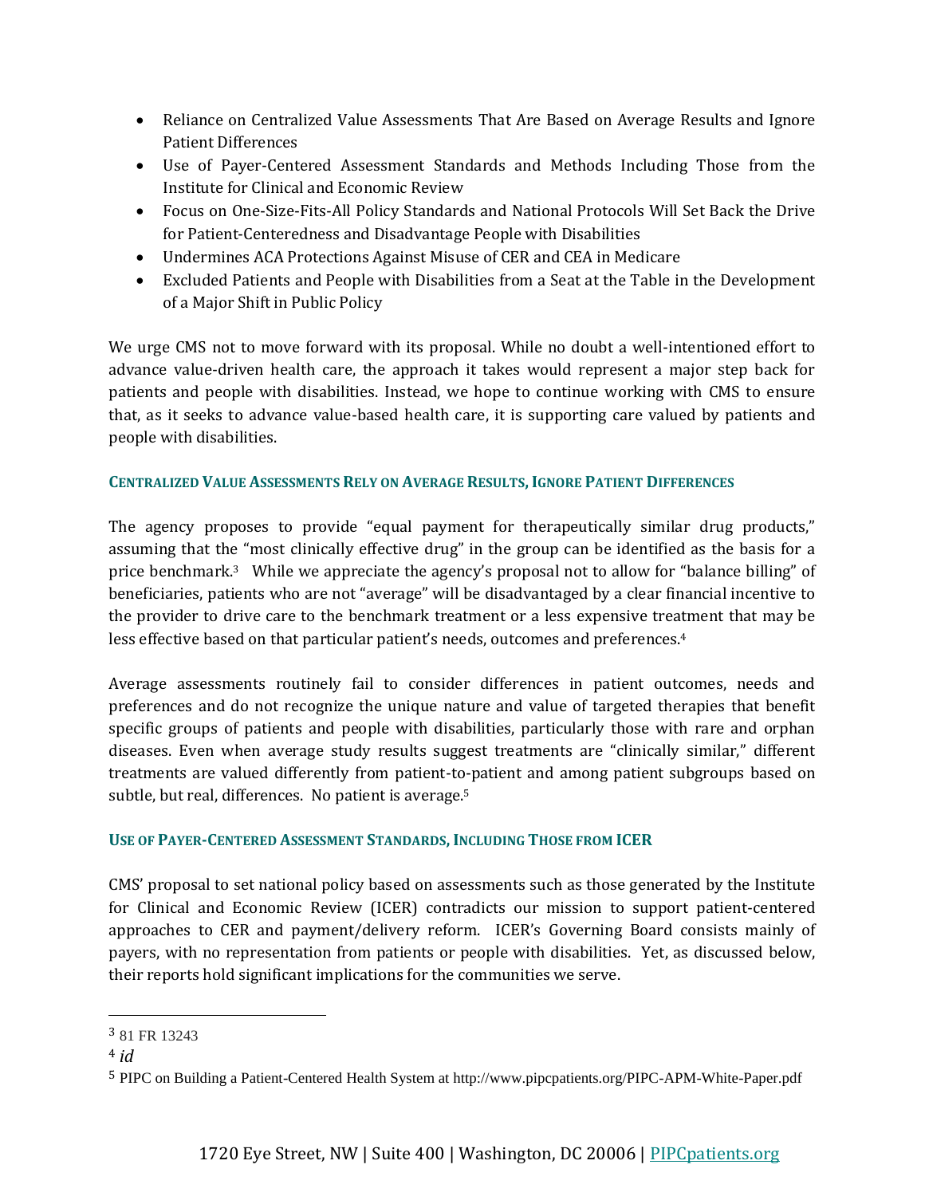- Reliance on Centralized Value Assessments That Are Based on Average Results and Ignore Patient Differences
- Use of Payer-Centered Assessment Standards and Methods Including Those from the Institute for Clinical and Economic Review
- Focus on One-Size-Fits-All Policy Standards and National Protocols Will Set Back the Drive for Patient-Centeredness and Disadvantage People with Disabilities
- Undermines ACA Protections Against Misuse of CER and CEA in Medicare
- Excluded Patients and People with Disabilities from a Seat at the Table in the Development of a Major Shift in Public Policy

We urge CMS not to move forward with its proposal. While no doubt a well-intentioned effort to advance value-driven health care, the approach it takes would represent a major step back for patients and people with disabilities. Instead, we hope to continue working with CMS to ensure that, as it seeks to advance value-based health care, it is supporting care valued by patients and people with disabilities.

### CENTRALIZED VALUE ASSESSMENTS RELY ON AVERAGE RESULTS, IGNORE PATIENT DIFFERENCES

The agency proposes to provide "equal payment for therapeutically similar drug products," assuming that the "most clinically effective drug" in the group can be identified as the basis for a price benchmark.[3] While we appreciate the agency's proposal not to allow for "balance billing" of beneficiaries, patients who are not "average" will be disadvantaged by a clear financial incentive to the provider to drive care to the benchmark treatment or a less expensive treatment that may be less effective based on that particular patient's needs, outcomes and preferences.[4]

Average assessments routinely fail to consider differences in patient outcomes, needs and preferences and do not recognize the unique nature and value of targeted therapies that benefit specific groups of patients and people with disabilities, particularly those with rare and orphan diseases. Even when average study results suggest treatments are "clinically similar," different treatments are valued differently from patient-to-patient and among patient subgroups based on subtle, but real, differences. No patient is average.[5]

### USE OF PAYER-CENTERED ASSESSMENT STANDARDS, INCLUDING THOSE FROM ICER

CMS' proposal to set national policy based on assessments such as those generated by the Institute for Clinical and Economic Review (ICER) contradicts our mission to support patient-centered approaches to CER and payment/delivery reform. ICER's Governing Board consists mainly of payers, with no representation from patients or people with disabilities. Yet, as discussed below, their reports hold significant implications for the communities we serve.

---

[3] 81 FR 13243

[4] *id*

[5] PIPC on Building a Patient-Centered Health System at http://www.pipcpatients.org/PIPC-APM-White-Paper.pdf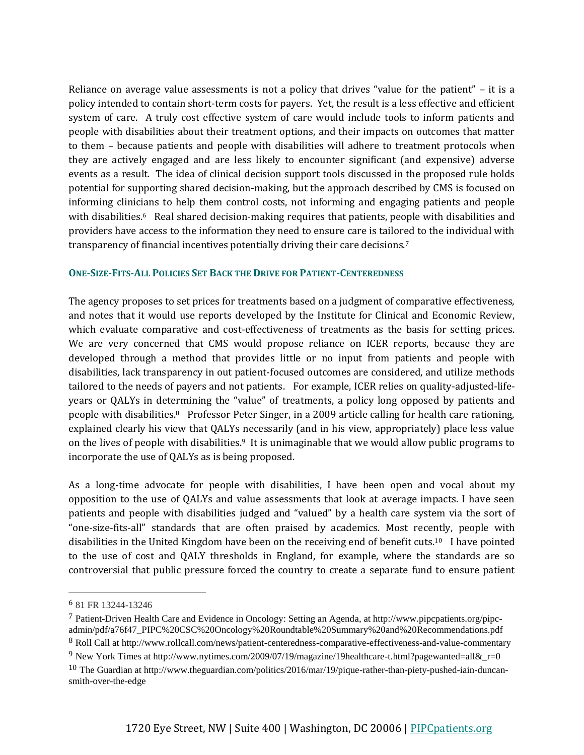Reliance on average value assessments is not a policy that drives "value for the patient" – it is a policy intended to contain short-term costs for payers. Yet, the result is a less effective and efficient system of care. A truly cost effective system of care would include tools to inform patients and people with disabilities about their treatment options, and their impacts on outcomes that matter to them – because patients and people with disabilities will adhere to treatment protocols when they are actively engaged and are less likely to encounter significant (and expensive) adverse events as a result. The idea of clinical decision support tools discussed in the proposed rule holds potential for supporting shared decision-making, but the approach described by CMS is focused on informing clinicians to help them control costs, not informing and engaging patients and people with disabilities.[6] Real shared decision-making requires that patients, people with disabilities and providers have access to the information they need to ensure care is tailored to the individual with transparency of financial incentives potentially driving their care decisions.[7]

## ONE-SIZE-FITS-ALL POLICIES SET BACK THE DRIVE FOR PATIENT-CENTEREDNESS

The agency proposes to set prices for treatments based on a judgment of comparative effectiveness, and notes that it would use reports developed by the Institute for Clinical and Economic Review, which evaluate comparative and cost-effectiveness of treatments as the basis for setting prices. We are very concerned that CMS would propose reliance on ICER reports, because they are developed through a method that provides little or no input from patients and people with disabilities, lack transparency in out patient-focused outcomes are considered, and utilize methods tailored to the needs of payers and not patients. For example, ICER relies on quality-adjusted-life-years or QALYs in determining the "value" of treatments, a policy long opposed by patients and people with disabilities.[8] Professor Peter Singer, in a 2009 article calling for health care rationing, explained clearly his view that QALYs necessarily (and in his view, appropriately) place less value on the lives of people with disabilities.[9] It is unimaginable that we would allow public programs to incorporate the use of QALYs as is being proposed.

As a long-time advocate for people with disabilities, I have been open and vocal about my opposition to the use of QALYs and value assessments that look at average impacts. I have seen patients and people with disabilities judged and "valued" by a health care system via the sort of "one-size-fits-all" standards that are often praised by academics. Most recently, people with disabilities in the United Kingdom have been on the receiving end of benefit cuts.[10] I have pointed to the use of cost and QALY thresholds in England, for example, where the standards are so controversial that public pressure forced the country to create a separate fund to ensure patient

---

[6] 81 FR 13244-13246

[7] Patient-Driven Health Care and Evidence in Oncology: Setting an Agenda, at http://www.pipcpatients.org/pipc-admin/pdf/a76f47_PIPC%20CSC%20Oncology%20Roundtable%20Summary%20and%20Recommendations.pdf

[8] Roll Call at http://www.rollcall.com/news/patient-centeredness-comparative-effectiveness-and-value-commentary

[9] New York Times at http://www.nytimes.com/2009/07/19/magazine/19healthcare-t.html?pagewanted=all&_r=0

[10] The Guardian at http://www.theguardian.com/politics/2016/mar/19/pique-rather-than-piety-pushed-iain-duncan-smith-over-the-edge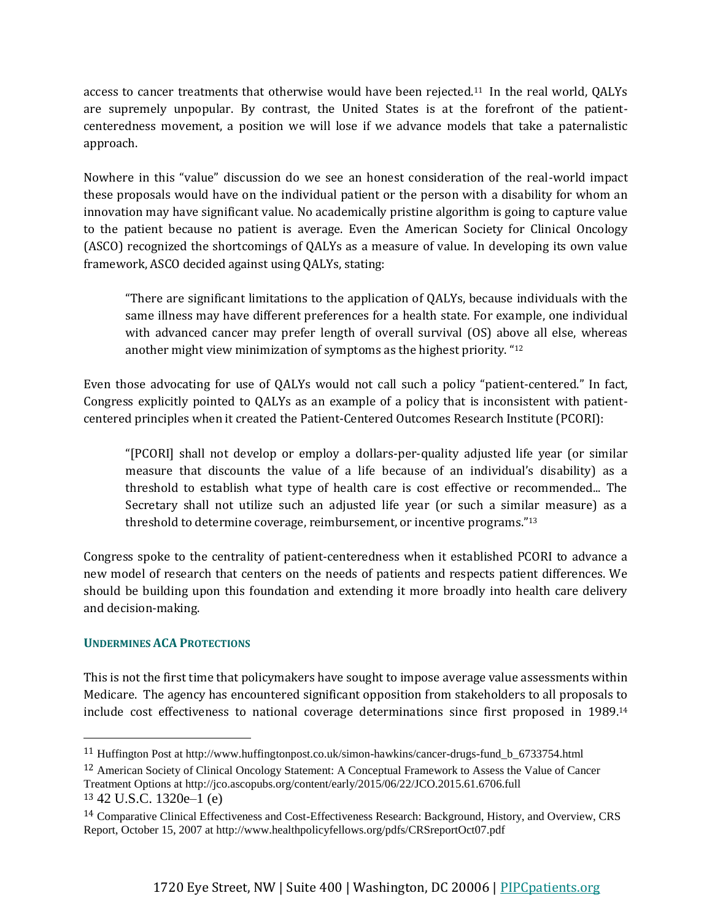access to cancer treatments that otherwise would have been rejected.[11] In the real world, QALYs are supremely unpopular. By contrast, the United States is at the forefront of the patient-centeredness movement, a position we will lose if we advance models that take a paternalistic approach.

Nowhere in this "value" discussion do we see an honest consideration of the real-world impact these proposals would have on the individual patient or the person with a disability for whom an innovation may have significant value. No academically pristine algorithm is going to capture value to the patient because no patient is average. Even the American Society for Clinical Oncology (ASCO) recognized the shortcomings of QALYs as a measure of value. In developing its own value framework, ASCO decided against using QALYs, stating:

> "There are significant limitations to the application of QALYs, because individuals with the same illness may have different preferences for a health state. For example, one individual with advanced cancer may prefer length of overall survival (OS) above all else, whereas another might view minimization of symptoms as the highest priority. "[12]

Even those advocating for use of QALYs would not call such a policy "patient-centered." In fact, Congress explicitly pointed to QALYs as an example of a policy that is inconsistent with patient-centered principles when it created the Patient-Centered Outcomes Research Institute (PCORI):

> "[PCORI] shall not develop or employ a dollars-per-quality adjusted life year (or similar measure that discounts the value of a life because of an individual's disability) as a threshold to establish what type of health care is cost effective or recommended... The Secretary shall not utilize such an adjusted life year (or such a similar measure) as a threshold to determine coverage, reimbursement, or incentive programs."[13]

Congress spoke to the centrality of patient-centeredness when it established PCORI to advance a new model of research that centers on the needs of patients and respects patient differences. We should be building upon this foundation and extending it more broadly into health care delivery and decision-making.

### UNDERMINES ACA PROTECTIONS

This is not the first time that policymakers have sought to impose average value assessments within Medicare. The agency has encountered significant opposition from stakeholders to all proposals to include cost effectiveness to national coverage determinations since first proposed in 1989.[14]

---

[11] Huffington Post at http://www.huffingtonpost.co.uk/simon-hawkins/cancer-drugs-fund_b_6733754.html

[12] American Society of Clinical Oncology Statement: A Conceptual Framework to Assess the Value of Cancer Treatment Options at http://jco.ascopubs.org/content/early/2015/06/22/JCO.2015.61.6706.full

[13] 42 U.S.C. 1320e–1 (e)

[14] Comparative Clinical Effectiveness and Cost-Effectiveness Research: Background, History, and Overview, CRS Report, October 15, 2007 at http://www.healthpolicyfellows.org/pdfs/CRSreportOct07.pdf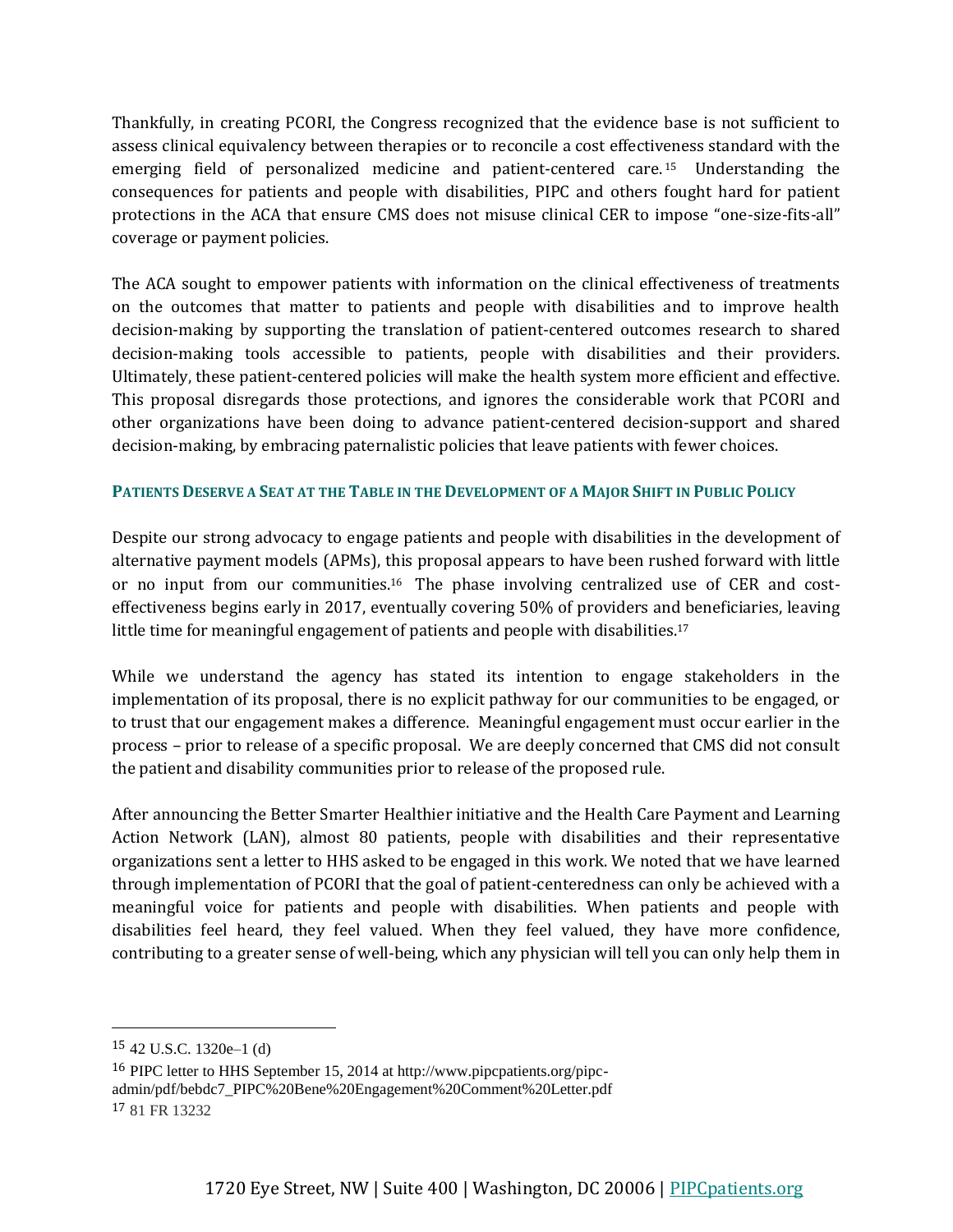Thankfully, in creating PCORI, the Congress recognized that the evidence base is not sufficient to assess clinical equivalency between therapies or to reconcile a cost effectiveness standard with the emerging field of personalized medicine and patient-centered care.[15] Understanding the consequences for patients and people with disabilities, PIPC and others fought hard for patient protections in the ACA that ensure CMS does not misuse clinical CER to impose "one-size-fits-all" coverage or payment policies.

The ACA sought to empower patients with information on the clinical effectiveness of treatments on the outcomes that matter to patients and people with disabilities and to improve health decision-making by supporting the translation of patient-centered outcomes research to shared decision-making tools accessible to patients, people with disabilities and their providers. Ultimately, these patient-centered policies will make the health system more efficient and effective. This proposal disregards those protections, and ignores the considerable work that PCORI and other organizations have been doing to advance patient-centered decision-support and shared decision-making, by embracing paternalistic policies that leave patients with fewer choices.

## PATIENTS DESERVE A SEAT AT THE TABLE IN THE DEVELOPMENT OF A MAJOR SHIFT IN PUBLIC POLICY

Despite our strong advocacy to engage patients and people with disabilities in the development of alternative payment models (APMs), this proposal appears to have been rushed forward with little or no input from our communities.[16] The phase involving centralized use of CER and cost-effectiveness begins early in 2017, eventually covering 50% of providers and beneficiaries, leaving little time for meaningful engagement of patients and people with disabilities.[17]

While we understand the agency has stated its intention to engage stakeholders in the implementation of its proposal, there is no explicit pathway for our communities to be engaged, or to trust that our engagement makes a difference. Meaningful engagement must occur earlier in the process – prior to release of a specific proposal. We are deeply concerned that CMS did not consult the patient and disability communities prior to release of the proposed rule.

After announcing the Better Smarter Healthier initiative and the Health Care Payment and Learning Action Network (LAN), almost 80 patients, people with disabilities and their representative organizations sent a letter to HHS asked to be engaged in this work. We noted that we have learned through implementation of PCORI that the goal of patient-centeredness can only be achieved with a meaningful voice for patients and people with disabilities. When patients and people with disabilities feel heard, they feel valued. When they feel valued, they have more confidence, contributing to a greater sense of well-being, which any physician will tell you can only help them in

---

[15] 42 U.S.C. 1320e–1 (d)

[16] PIPC letter to HHS September 15, 2014 at http://www.pipcpatients.org/pipc-admin/pdf/bebdc7_PIPC%20Bene%20Engagement%20Comment%20Letter.pdf

[17] 81 FR 13232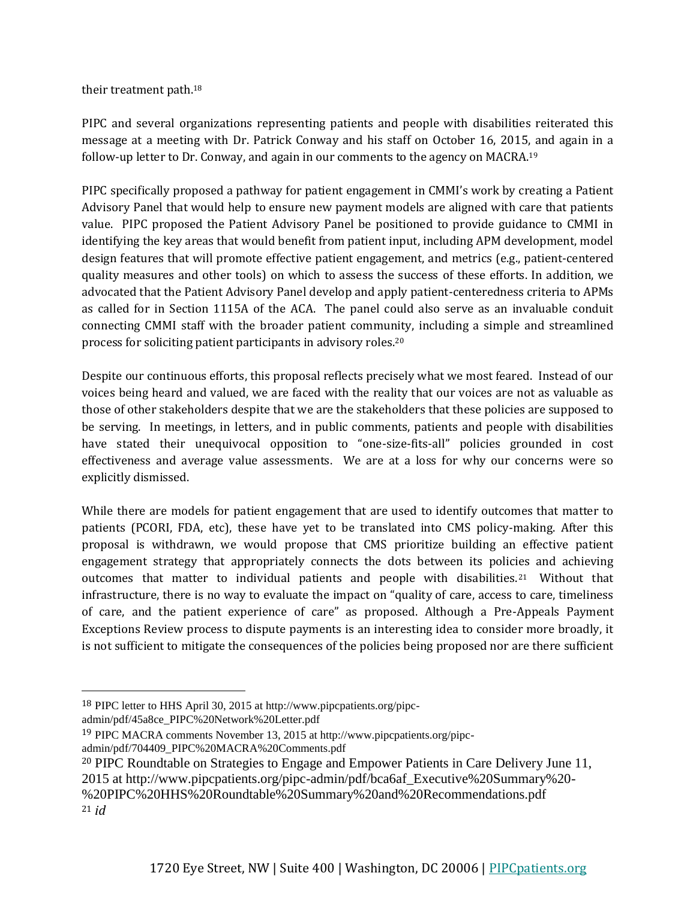their treatment path.[18]

PIPC and several organizations representing patients and people with disabilities reiterated this message at a meeting with Dr. Patrick Conway and his staff on October 16, 2015, and again in a follow-up letter to Dr. Conway, and again in our comments to the agency on MACRA.[19]

PIPC specifically proposed a pathway for patient engagement in CMMI's work by creating a Patient Advisory Panel that would help to ensure new payment models are aligned with care that patients value. PIPC proposed the Patient Advisory Panel be positioned to provide guidance to CMMI in identifying the key areas that would benefit from patient input, including APM development, model design features that will promote effective patient engagement, and metrics (e.g., patient-centered quality measures and other tools) on which to assess the success of these efforts. In addition, we advocated that the Patient Advisory Panel develop and apply patient-centeredness criteria to APMs as called for in Section 1115A of the ACA. The panel could also serve as an invaluable conduit connecting CMMI staff with the broader patient community, including a simple and streamlined process for soliciting patient participants in advisory roles.[20]

Despite our continuous efforts, this proposal reflects precisely what we most feared. Instead of our voices being heard and valued, we are faced with the reality that our voices are not as valuable as those of other stakeholders despite that we are the stakeholders that these policies are supposed to be serving. In meetings, in letters, and in public comments, patients and people with disabilities have stated their unequivocal opposition to "one-size-fits-all" policies grounded in cost effectiveness and average value assessments. We are at a loss for why our concerns were so explicitly dismissed.

While there are models for patient engagement that are used to identify outcomes that matter to patients (PCORI, FDA, etc), these have yet to be translated into CMS policy-making. After this proposal is withdrawn, we would propose that CMS prioritize building an effective patient engagement strategy that appropriately connects the dots between its policies and achieving outcomes that matter to individual patients and people with disabilities.[21] Without that infrastructure, there is no way to evaluate the impact on "quality of care, access to care, timeliness of care, and the patient experience of care" as proposed. Although a Pre-Appeals Payment Exceptions Review process to dispute payments is an interesting idea to consider more broadly, it is not sufficient to mitigate the consequences of the policies being proposed nor are there sufficient

---

[18] PIPC letter to HHS April 30, 2015 at http://www.pipcpatients.org/pipc-admin/pdf/45a8ce_PIPC%20Network%20Letter.pdf

[19] PIPC MACRA comments November 13, 2015 at http://www.pipcpatients.org/pipc-admin/pdf/704409_PIPC%20MACRA%20Comments.pdf

[20] PIPC Roundtable on Strategies to Engage and Empower Patients in Care Delivery June 11, 2015 at http://www.pipcpatients.org/pipc-admin/pdf/bca6af_Executive%20Summary%20-%20PIPC%20HHS%20Roundtable%20Summary%20and%20Recommendations.pdf

[21] *id*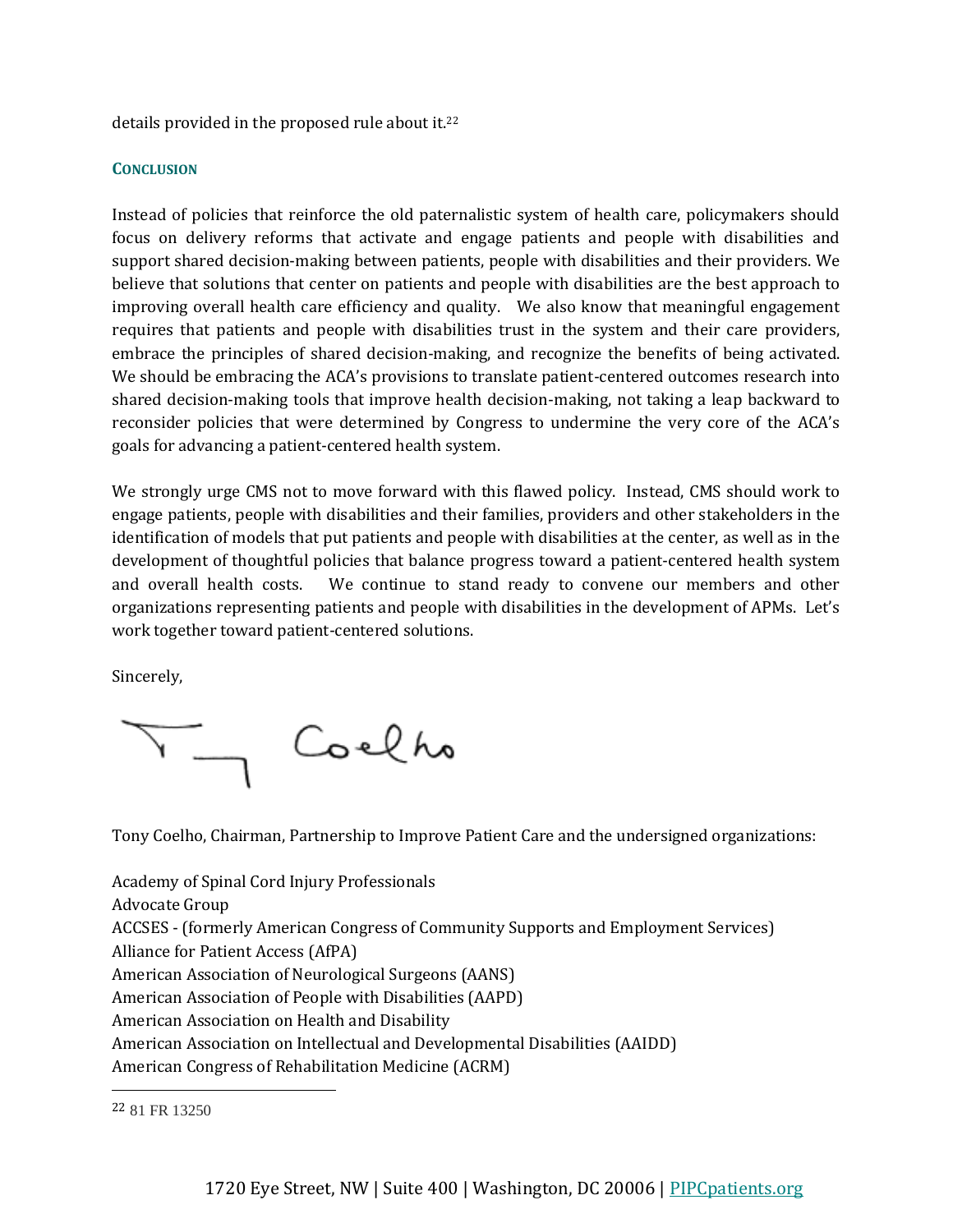details provided in the proposed rule about it.[22]

## Conclusion

Instead of policies that reinforce the old paternalistic system of health care, policymakers should focus on delivery reforms that activate and engage patients and people with disabilities and support shared decision-making between patients, people with disabilities and their providers. We believe that solutions that center on patients and people with disabilities are the best approach to improving overall health care efficiency and quality. We also know that meaningful engagement requires that patients and people with disabilities trust in the system and their care providers, embrace the principles of shared decision-making, and recognize the benefits of being activated. We should be embracing the ACA's provisions to translate patient-centered outcomes research into shared decision-making tools that improve health decision-making, not taking a leap backward to reconsider policies that were determined by Congress to undermine the very core of the ACA's goals for advancing a patient-centered health system.

We strongly urge CMS not to move forward with this flawed policy. Instead, CMS should work to engage patients, people with disabilities and their families, providers and other stakeholders in the identification of models that put patients and people with disabilities at the center, as well as in the development of thoughtful policies that balance progress toward a patient-centered health system and overall health costs. We continue to stand ready to convene our members and other organizations representing patients and people with disabilities in the development of APMs. Let's work together toward patient-centered solutions.

Sincerely,

Tony Coelho

Tony Coelho, Chairman, Partnership to Improve Patient Care and the undersigned organizations:

Academy of Spinal Cord Injury Professionals
Advocate Group
ACCSES - (formerly American Congress of Community Supports and Employment Services)
Alliance for Patient Access (AfPA)
American Association of Neurological Surgeons (AANS)
American Association of People with Disabilities (AAPD)
American Association on Health and Disability
American Association on Intellectual and Developmental Disabilities (AAIDD)
American Congress of Rehabilitation Medicine (ACRM)

---

[22] 81 FR 13250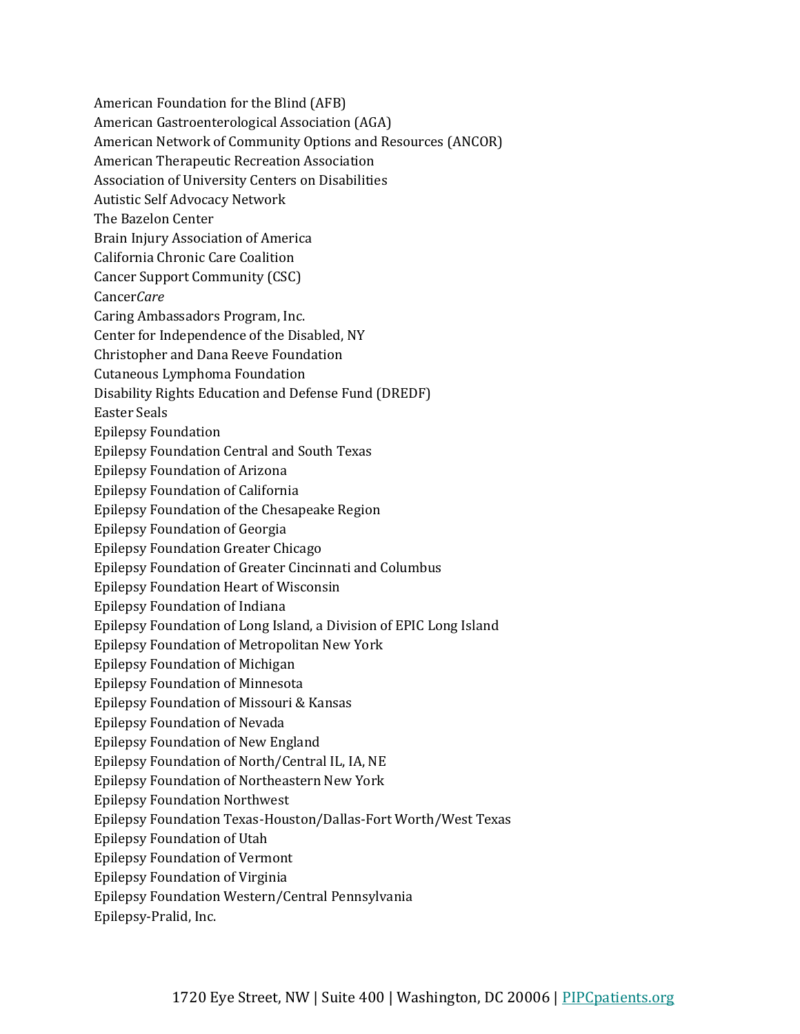American Foundation for the Blind (AFB)
American Gastroenterological Association (AGA)
American Network of Community Options and Resources (ANCOR)
American Therapeutic Recreation Association
Association of University Centers on Disabilities
Autistic Self Advocacy Network
The Bazelon Center
Brain Injury Association of America
California Chronic Care Coalition
Cancer Support Community (CSC)
Cancer*Care*
Caring Ambassadors Program, Inc.
Center for Independence of the Disabled, NY
Christopher and Dana Reeve Foundation
Cutaneous Lymphoma Foundation
Disability Rights Education and Defense Fund (DREDF)
Easter Seals
Epilepsy Foundation
Epilepsy Foundation Central and South Texas
Epilepsy Foundation of Arizona
Epilepsy Foundation of California
Epilepsy Foundation of the Chesapeake Region
Epilepsy Foundation of Georgia
Epilepsy Foundation Greater Chicago
Epilepsy Foundation of Greater Cincinnati and Columbus
Epilepsy Foundation Heart of Wisconsin
Epilepsy Foundation of Indiana
Epilepsy Foundation of Long Island, a Division of EPIC Long Island
Epilepsy Foundation of Metropolitan New York
Epilepsy Foundation of Michigan
Epilepsy Foundation of Minnesota
Epilepsy Foundation of Missouri & Kansas
Epilepsy Foundation of Nevada
Epilepsy Foundation of New England
Epilepsy Foundation of North/Central IL, IA, NE
Epilepsy Foundation of Northeastern New York
Epilepsy Foundation Northwest
Epilepsy Foundation Texas-Houston/Dallas-Fort Worth/West Texas
Epilepsy Foundation of Utah
Epilepsy Foundation of Vermont
Epilepsy Foundation of Virginia
Epilepsy Foundation Western/Central Pennsylvania
Epilepsy-Pralid, Inc.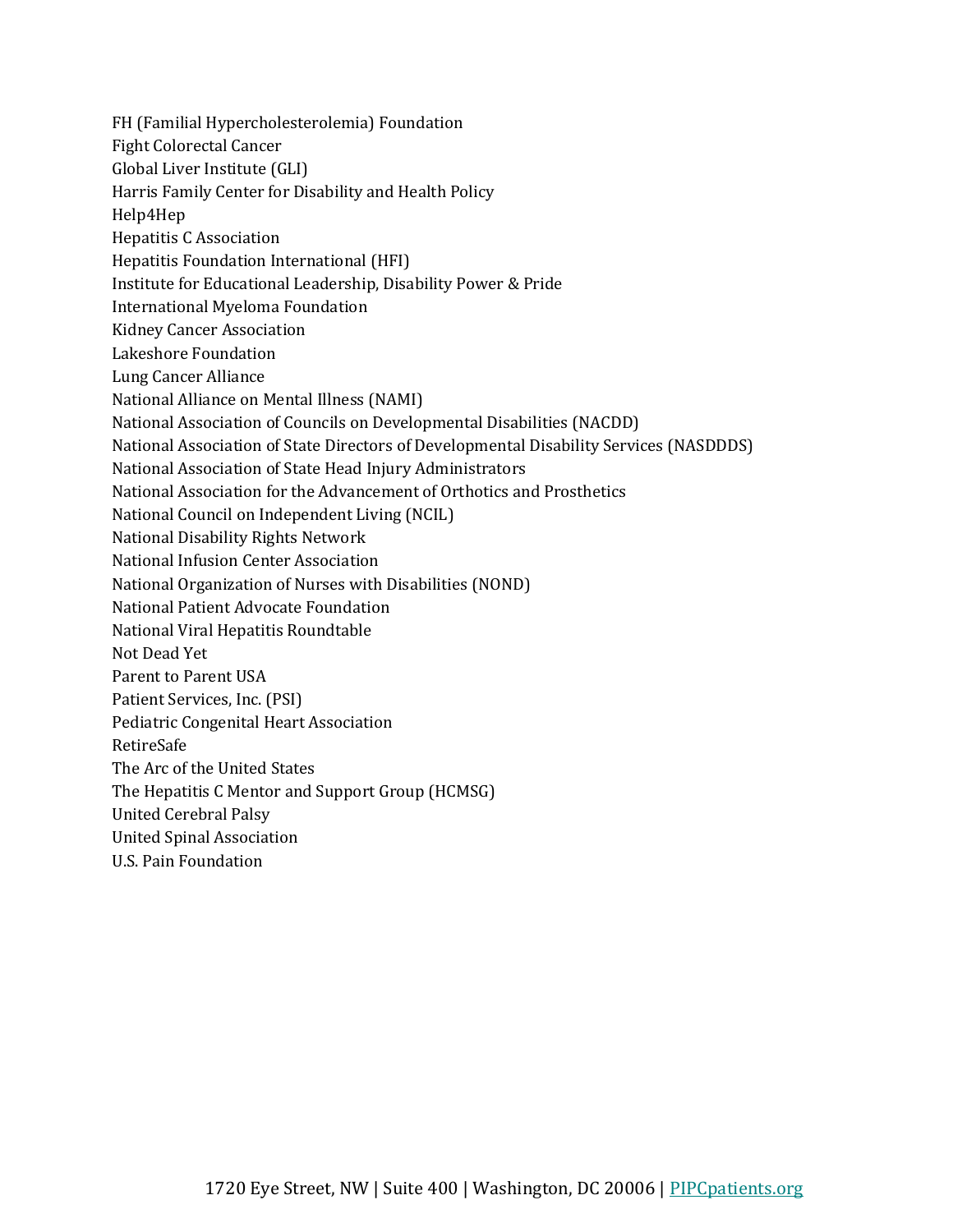FH (Familial Hypercholesterolemia) Foundation
Fight Colorectal Cancer
Global Liver Institute (GLI)
Harris Family Center for Disability and Health Policy
Help4Hep
Hepatitis C Association
Hepatitis Foundation International (HFI)
Institute for Educational Leadership, Disability Power & Pride
International Myeloma Foundation
Kidney Cancer Association
Lakeshore Foundation
Lung Cancer Alliance
National Alliance on Mental Illness (NAMI)
National Association of Councils on Developmental Disabilities (NACDD)
National Association of State Directors of Developmental Disability Services (NASDDDS)
National Association of State Head Injury Administrators
National Association for the Advancement of Orthotics and Prosthetics
National Council on Independent Living (NCIL)
National Disability Rights Network
National Infusion Center Association
National Organization of Nurses with Disabilities (NOND)
National Patient Advocate Foundation
National Viral Hepatitis Roundtable
Not Dead Yet
Parent to Parent USA
Patient Services, Inc. (PSI)
Pediatric Congenital Heart Association
RetireSafe
The Arc of the United States
The Hepatitis C Mentor and Support Group (HCMSG)
United Cerebral Palsy
United Spinal Association
U.S. Pain Foundation